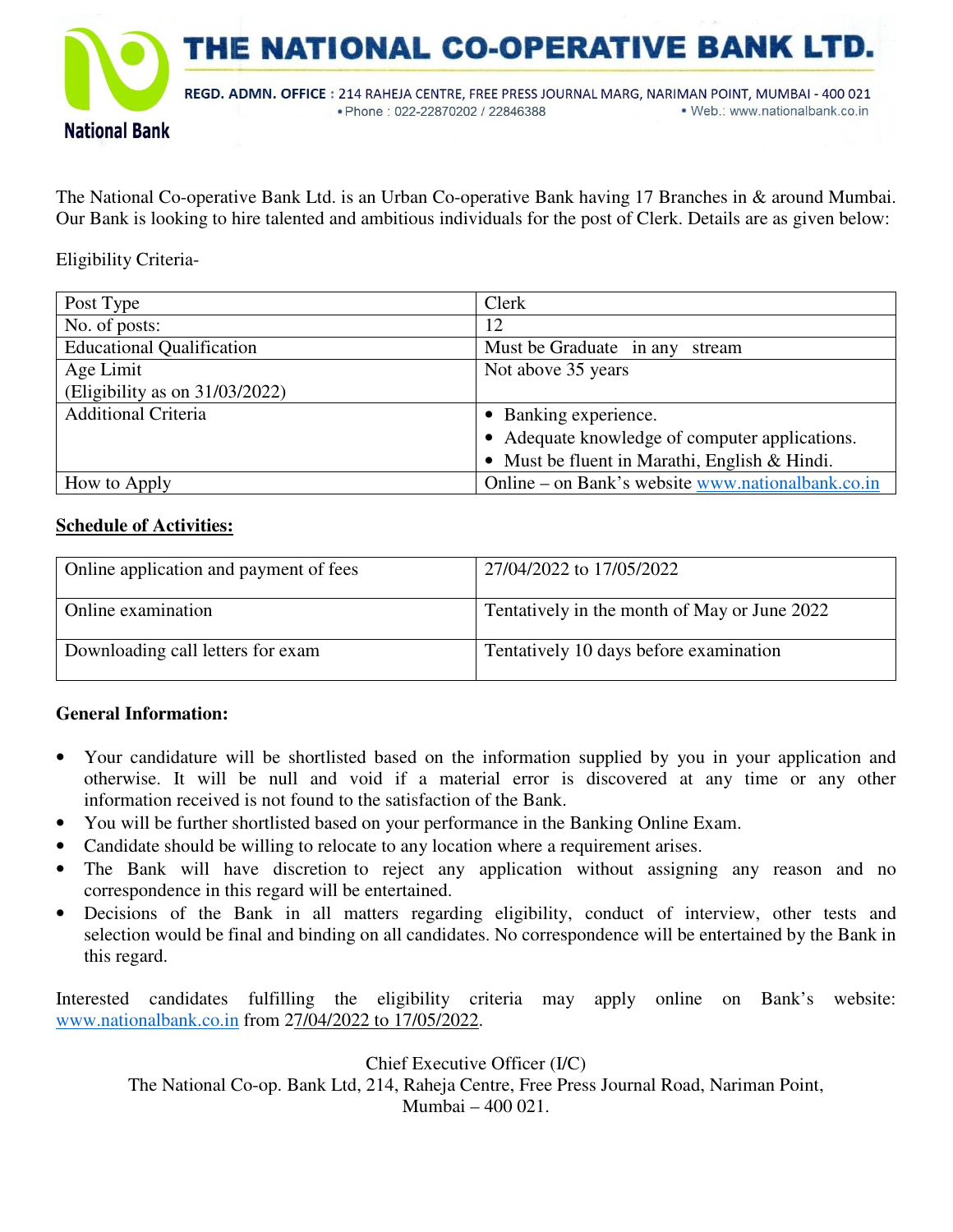# THE NATIONAL CO-OPERATIVE BANK LTD.

**REGD. ADMN. OFFICE : 214 RAHEJA CENTRE, FREE PRESS JOURNAL MARG, NARIMAN POINT, MUMBAI - 400 021**
• Phone : 022-22870202 / 22846388 • Web.: www.nationalbank.co.in

National Bank

The National Co-operative Bank Ltd. is an Urban Co-operative Bank having 17 Branches in & around Mumbai. Our Bank is looking to hire talented and ambitious individuals for the post of Clerk. Details are as given below:

Eligibility Criteria-

| Post Type | Clerk |
|---|---|
| No. of posts: | 12 |
| Educational Qualification | Must be Graduate in any stream |
| Age Limit (Eligibility as on 31/03/2022) | Not above 35 years |
| Additional Criteria | • Banking experience. • Adequate knowledge of computer applications. • Must be fluent in Marathi, English & Hindi. |
| How to Apply | Online – on Bank's website www.nationalbank.co.in |

**Schedule of Activities:**

| Online application and payment of fees | 27/04/2022 to 17/05/2022 |
|---|---|
| Online examination | Tentatively in the month of May or June 2022 |
| Downloading call letters for exam | Tentatively 10 days before examination |

**General Information:**

- Your candidature will be shortlisted based on the information supplied by you in your application and otherwise. It will be null and void if a material error is discovered at any time or any other information received is not found to the satisfaction of the Bank.
- You will be further shortlisted based on your performance in the Banking Online Exam.
- Candidate should be willing to relocate to any location where a requirement arises.
- The Bank will have discretion to reject any application without assigning any reason and no correspondence in this regard will be entertained.
- Decisions of the Bank in all matters regarding eligibility, conduct of interview, other tests and selection would be final and binding on all candidates. No correspondence will be entertained by the Bank in this regard.

Interested candidates fulfilling the eligibility criteria may apply online on Bank's website: www.nationalbank.co.in from 27/04/2022 to 17/05/2022.

Chief Executive Officer (I/C)
The National Co-op. Bank Ltd, 214, Raheja Centre, Free Press Journal Road, Nariman Point,
Mumbai – 400 021.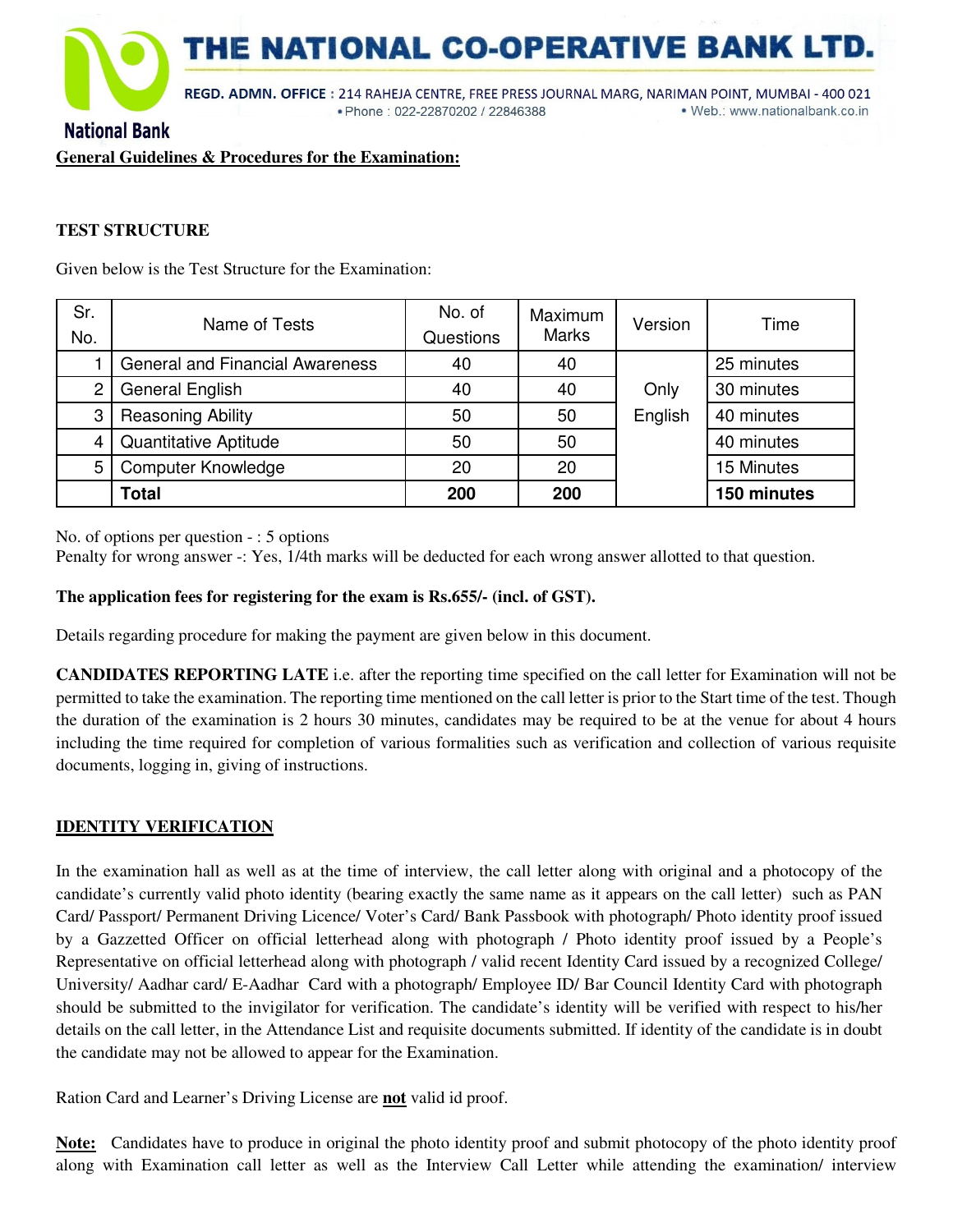## General Guidelines & Procedures for the Examination:

### TEST STRUCTURE

Given below is the Test Structure for the Examination:

| Sr. No. | Name of Tests | No. of Questions | Maximum Marks | Version | Time |
|---|---|---|---|---|---|
| 1 | General and Financial Awareness | 40 | 40 | Only English | 25 minutes |
| 2 | General English | 40 | 40 | | 30 minutes |
| 3 | Reasoning Ability | 50 | 50 | | 40 minutes |
| 4 | Quantitative Aptitude | 50 | 50 | | 40 minutes |
| 5 | Computer Knowledge | 20 | 20 | | 15 Minutes |
| | **Total** | **200** | **200** | | **150 minutes** |

No. of options per question - : 5 options
Penalty for wrong answer -: Yes, 1/4th marks will be deducted for each wrong answer allotted to that question.

**The application fees for registering for the exam is Rs.655/- (incl. of GST).**

Details regarding procedure for making the payment are given below in this document.

**CANDIDATES REPORTING LATE** i.e. after the reporting time specified on the call letter for Examination will not be permitted to take the examination. The reporting time mentioned on the call letter is prior to the Start time of the test. Though the duration of the examination is 2 hours 30 minutes, candidates may be required to be at the venue for about 4 hours including the time required for completion of various formalities such as verification and collection of various requisite documents, logging in, giving of instructions.

### IDENTITY VERIFICATION

In the examination hall as well as at the time of interview, the call letter along with original and a photocopy of the candidate's currently valid photo identity (bearing exactly the same name as it appears on the call letter) such as PAN Card/ Passport/ Permanent Driving Licence/ Voter's Card/ Bank Passbook with photograph/ Photo identity proof issued by a Gazzetted Officer on official letterhead along with photograph / Photo identity proof issued by a People's Representative on official letterhead along with photograph / valid recent Identity Card issued by a recognized College/ University/ Aadhar card/ E-Aadhar Card with a photograph/ Employee ID/ Bar Council Identity Card with photograph should be submitted to the invigilator for verification. The candidate's identity will be verified with respect to his/her details on the call letter, in the Attendance List and requisite documents submitted. If identity of the candidate is in doubt the candidate may not be allowed to appear for the Examination.

Ration Card and Learner's Driving License are **not** valid id proof.

**Note:** Candidates have to produce in original the photo identity proof and submit photocopy of the photo identity proof along with Examination call letter as well as the Interview Call Letter while attending the examination/ interview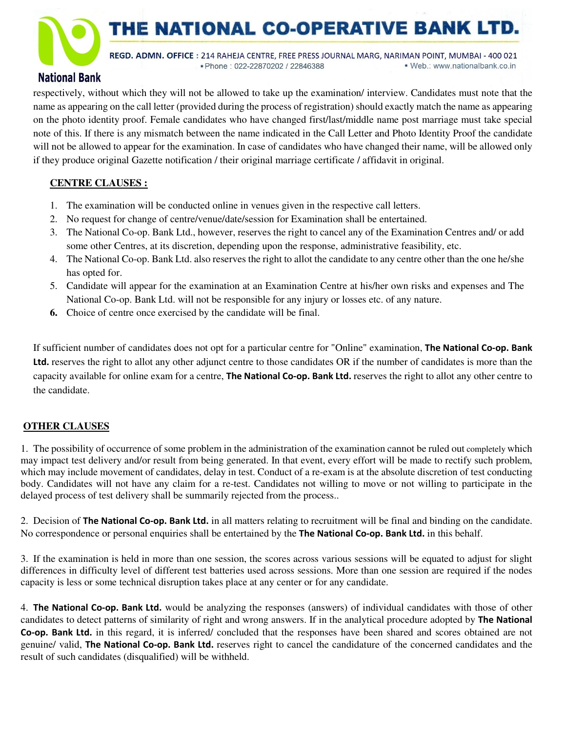respectively, without which they will not be allowed to take up the examination/ interview. Candidates must note that the name as appearing on the call letter (provided during the process of registration) should exactly match the name as appearing on the photo identity proof. Female candidates who have changed first/last/middle name post marriage must take special note of this. If there is any mismatch between the name indicated in the Call Letter and Photo Identity Proof the candidate will not be allowed to appear for the examination. In case of candidates who have changed their name, will be allowed only if they produce original Gazette notification / their original marriage certificate / affidavit in original.

**CENTRE CLAUSES :**

1. The examination will be conducted online in venues given in the respective call letters.
2. No request for change of centre/venue/date/session for Examination shall be entertained.
3. The National Co-op. Bank Ltd., however, reserves the right to cancel any of the Examination Centres and/ or add some other Centres, at its discretion, depending upon the response, administrative feasibility, etc.
4. The National Co-op. Bank Ltd. also reserves the right to allot the candidate to any centre other than the one he/she has opted for.
5. Candidate will appear for the examination at an Examination Centre at his/her own risks and expenses and The National Co-op. Bank Ltd. will not be responsible for any injury or losses etc. of any nature.
6. Choice of centre once exercised by the candidate will be final.

If sufficient number of candidates does not opt for a particular centre for "Online" examination, **The National Co-op. Bank Ltd.** reserves the right to allot any other adjunct centre to those candidates OR if the number of candidates is more than the capacity available for online exam for a centre, **The National Co-op. Bank Ltd.** reserves the right to allot any other centre to the candidate.

**OTHER CLAUSES**

1. The possibility of occurrence of some problem in the administration of the examination cannot be ruled out completely which may impact test delivery and/or result from being generated. In that event, every effort will be made to rectify such problem, which may include movement of candidates, delay in test. Conduct of a re-exam is at the absolute discretion of test conducting body. Candidates will not have any claim for a re-test. Candidates not willing to move or not willing to participate in the delayed process of test delivery shall be summarily rejected from the process..

2. Decision of **The National Co-op. Bank Ltd.** in all matters relating to recruitment will be final and binding on the candidate. No correspondence or personal enquiries shall be entertained by the **The National Co-op. Bank Ltd.** in this behalf.

3. If the examination is held in more than one session, the scores across various sessions will be equated to adjust for slight differences in difficulty level of different test batteries used across sessions. More than one session are required if the nodes capacity is less or some technical disruption takes place at any center or for any candidate.

4. **The National Co-op. Bank Ltd.** would be analyzing the responses (answers) of individual candidates with those of other candidates to detect patterns of similarity of right and wrong answers. If in the analytical procedure adopted by **The National Co-op. Bank Ltd.** in this regard, it is inferred/ concluded that the responses have been shared and scores obtained are not genuine/ valid, **The National Co-op. Bank Ltd.** reserves right to cancel the candidature of the concerned candidates and the result of such candidates (disqualified) will be withheld.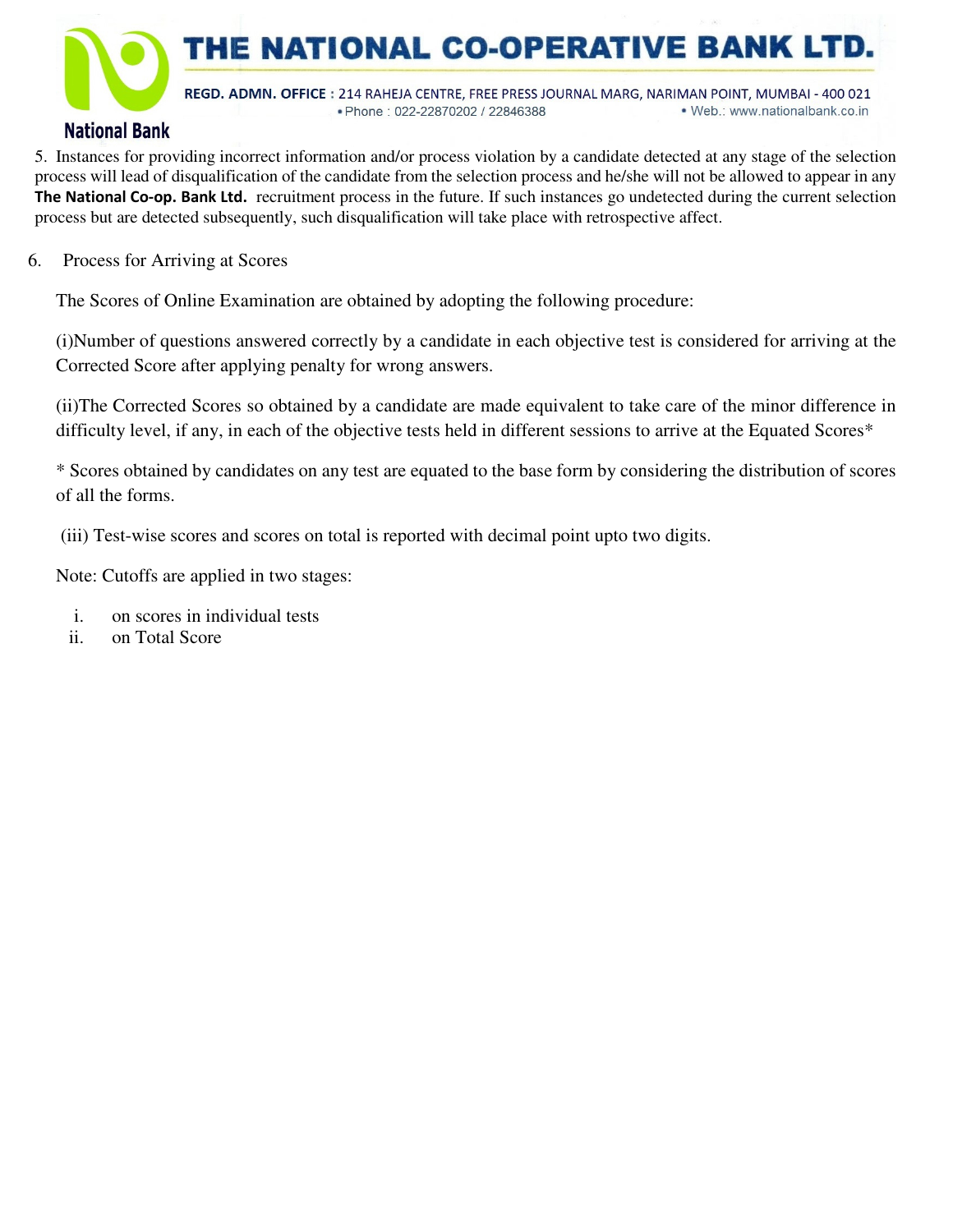5. Instances for providing incorrect information and/or process violation by a candidate detected at any stage of the selection process will lead of disqualification of the candidate from the selection process and he/she will not be allowed to appear in any **The National Co-op. Bank Ltd.** recruitment process in the future. If such instances go undetected during the current selection process but are detected subsequently, such disqualification will take place with retrospective affect.

6. Process for Arriving at Scores

The Scores of Online Examination are obtained by adopting the following procedure:

(i)Number of questions answered correctly by a candidate in each objective test is considered for arriving at the Corrected Score after applying penalty for wrong answers.

(ii)The Corrected Scores so obtained by a candidate are made equivalent to take care of the minor difference in difficulty level, if any, in each of the objective tests held in different sessions to arrive at the Equated Scores*

* Scores obtained by candidates on any test are equated to the base form by considering the distribution of scores of all the forms.

(iii) Test-wise scores and scores on total is reported with decimal point upto two digits.

Note: Cutoffs are applied in two stages:

i. on scores in individual tests
ii. on Total Score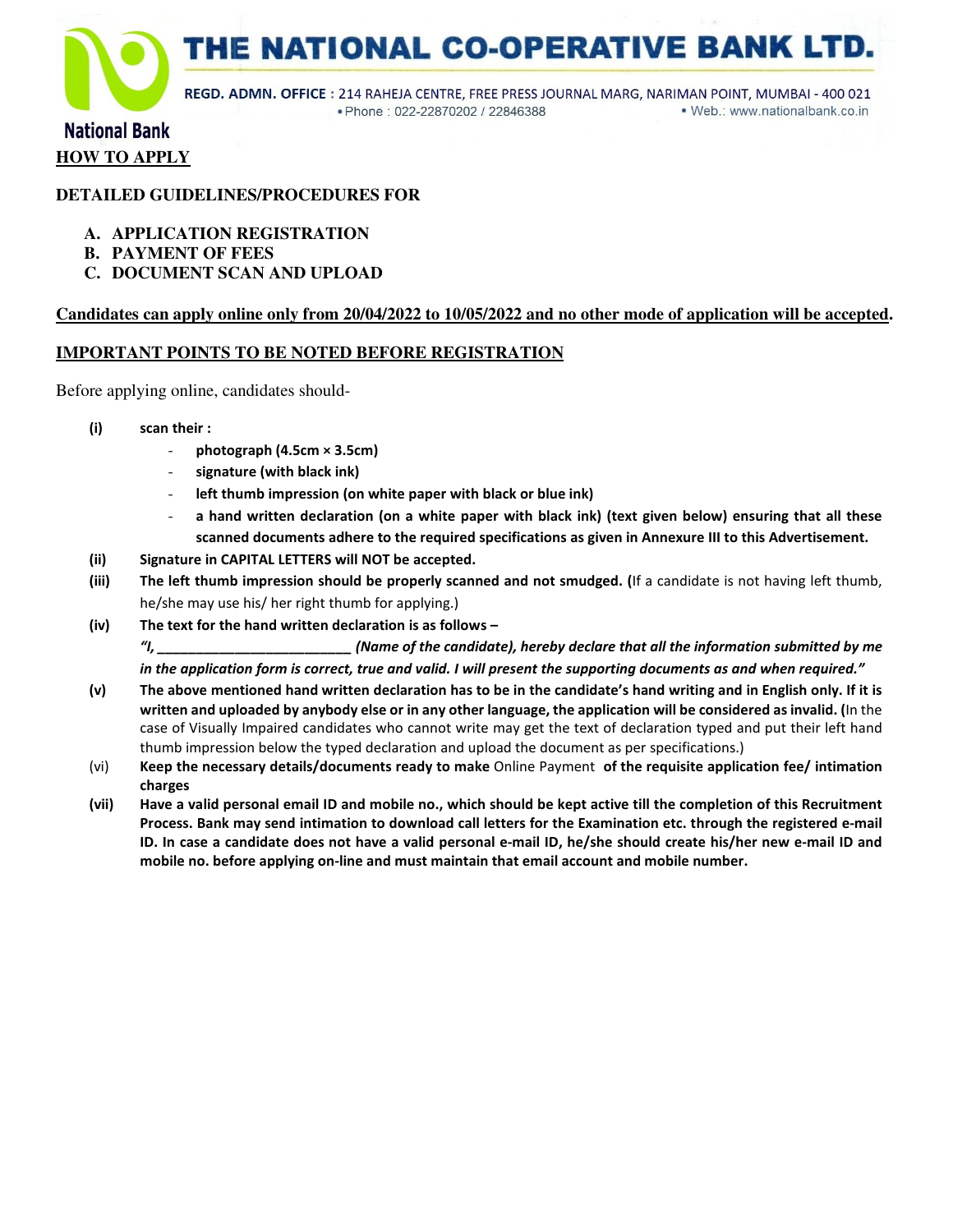# THE NATIONAL CO-OPERATIVE BANK LTD.

**REGD. ADMN. OFFICE :** 214 RAHEJA CENTRE, FREE PRESS JOURNAL MARG, NARIMAN POINT, MUMBAI - 400 021
• Phone : 022-22870202 / 22846388 • Web.: www.nationalbank.co.in

National Bank

## HOW TO APPLY

### DETAILED GUIDELINES/PROCEDURES FOR

A. **APPLICATION REGISTRATION**
B. **PAYMENT OF FEES**
C. **DOCUMENT SCAN AND UPLOAD**

**Candidates can apply online only from 20/04/2022 to 10/05/2022 and no other mode of application will be accepted.**

### IMPORTANT POINTS TO BE NOTED BEFORE REGISTRATION

Before applying online, candidates should-

**(i)** **scan their :**
- **photograph (4.5cm × 3.5cm)**
- **signature (with black ink)**
- **left thumb impression (on white paper with black or blue ink)**
- **a hand written declaration (on a white paper with black ink) (text given below) ensuring that all these scanned documents adhere to the required specifications as given in Annexure III to this Advertisement.**

**(ii)** **Signature in CAPITAL LETTERS will NOT be accepted.**

**(iii)** **The left thumb impression should be properly scanned and not smudged. (**If a candidate is not having left thumb, he/she may use his/ her right thumb for applying.)

**(iv)** **The text for the hand written declaration is as follows –**
***"I, _________________________ (Name of the candidate), hereby declare that all the information submitted by me in the application form is correct, true and valid. I will present the supporting documents as and when required."***

**(v)** **The above mentioned hand written declaration has to be in the candidate's hand writing and in English only. If it is written and uploaded by anybody else or in any other language, the application will be considered as invalid. (**In the case of Visually Impaired candidates who cannot write may get the text of declaration typed and put their left hand thumb impression below the typed declaration and upload the document as per specifications.)

(vi) **Keep the necessary details/documents ready to make** Online Payment **of the requisite application fee/ intimation charges**

**(vii)** **Have a valid personal email ID and mobile no., which should be kept active till the completion of this Recruitment Process. Bank may send intimation to download call letters for the Examination etc. through the registered e-mail ID. In case a candidate does not have a valid personal e-mail ID, he/she should create his/her new e-mail ID and mobile no. before applying on-line and must maintain that email account and mobile number.**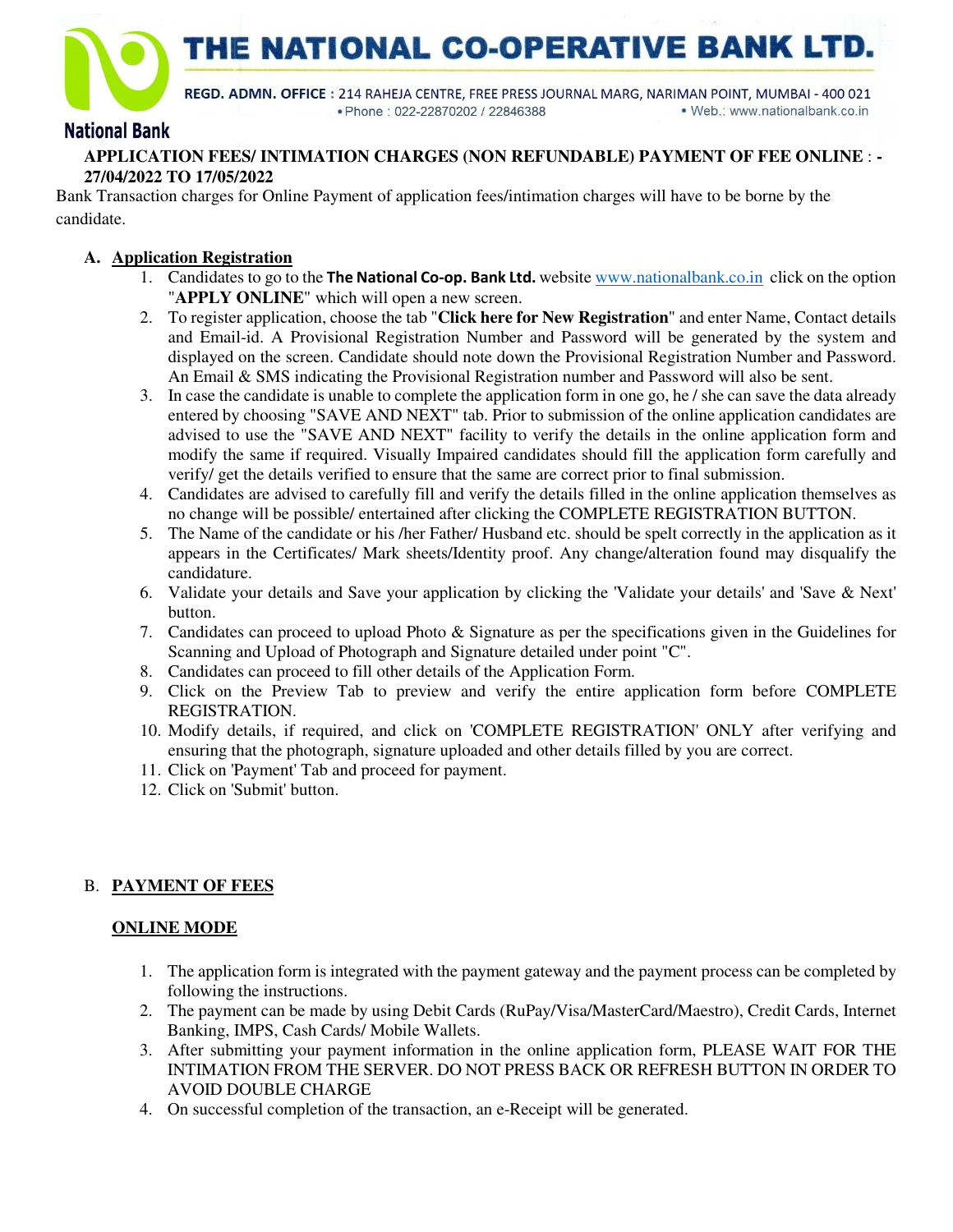# THE NATIONAL CO-OPERATIVE BANK LTD.

**REGD. ADMN. OFFICE** : 214 RAHEJA CENTRE, FREE PRESS JOURNAL MARG, NARIMAN POINT, MUMBAI - 400 021
• Phone : 022-22870202 / 22846388 • Web.: www.nationalbank.co.in

National Bank

**APPLICATION FEES/ INTIMATION CHARGES (NON REFUNDABLE) PAYMENT OF FEE ONLINE** : **- 27/04/2022 TO 17/05/2022**

Bank Transaction charges for Online Payment of application fees/intimation charges will have to be borne by the candidate.

## A. Application Registration

1. Candidates to go to the **The National Co-op. Bank Ltd.** website www.nationalbank.co.in click on the option "**APPLY ONLINE**" which will open a new screen.
2. To register application, choose the tab "**Click here for New Registration**" and enter Name, Contact details and Email-id. A Provisional Registration Number and Password will be generated by the system and displayed on the screen. Candidate should note down the Provisional Registration Number and Password. An Email & SMS indicating the Provisional Registration number and Password will also be sent.
3. In case the candidate is unable to complete the application form in one go, he / she can save the data already entered by choosing "SAVE AND NEXT" tab. Prior to submission of the online application candidates are advised to use the "SAVE AND NEXT" facility to verify the details in the online application form and modify the same if required. Visually Impaired candidates should fill the application form carefully and verify/ get the details verified to ensure that the same are correct prior to final submission.
4. Candidates are advised to carefully fill and verify the details filled in the online application themselves as no change will be possible/ entertained after clicking the COMPLETE REGISTRATION BUTTON.
5. The Name of the candidate or his /her Father/ Husband etc. should be spelt correctly in the application as it appears in the Certificates/ Mark sheets/Identity proof. Any change/alteration found may disqualify the candidature.
6. Validate your details and Save your application by clicking the 'Validate your details' and 'Save & Next' button.
7. Candidates can proceed to upload Photo & Signature as per the specifications given in the Guidelines for Scanning and Upload of Photograph and Signature detailed under point "C".
8. Candidates can proceed to fill other details of the Application Form.
9. Click on the Preview Tab to preview and verify the entire application form before COMPLETE REGISTRATION.
10. Modify details, if required, and click on 'COMPLETE REGISTRATION' ONLY after verifying and ensuring that the photograph, signature uploaded and other details filled by you are correct.
11. Click on 'Payment' Tab and proceed for payment.
12. Click on 'Submit' button.

## B. PAYMENT OF FEES

### ONLINE MODE

1. The application form is integrated with the payment gateway and the payment process can be completed by following the instructions.
2. The payment can be made by using Debit Cards (RuPay/Visa/MasterCard/Maestro), Credit Cards, Internet Banking, IMPS, Cash Cards/ Mobile Wallets.
3. After submitting your payment information in the online application form, PLEASE WAIT FOR THE INTIMATION FROM THE SERVER. DO NOT PRESS BACK OR REFRESH BUTTON IN ORDER TO AVOID DOUBLE CHARGE
4. On successful completion of the transaction, an e-Receipt will be generated.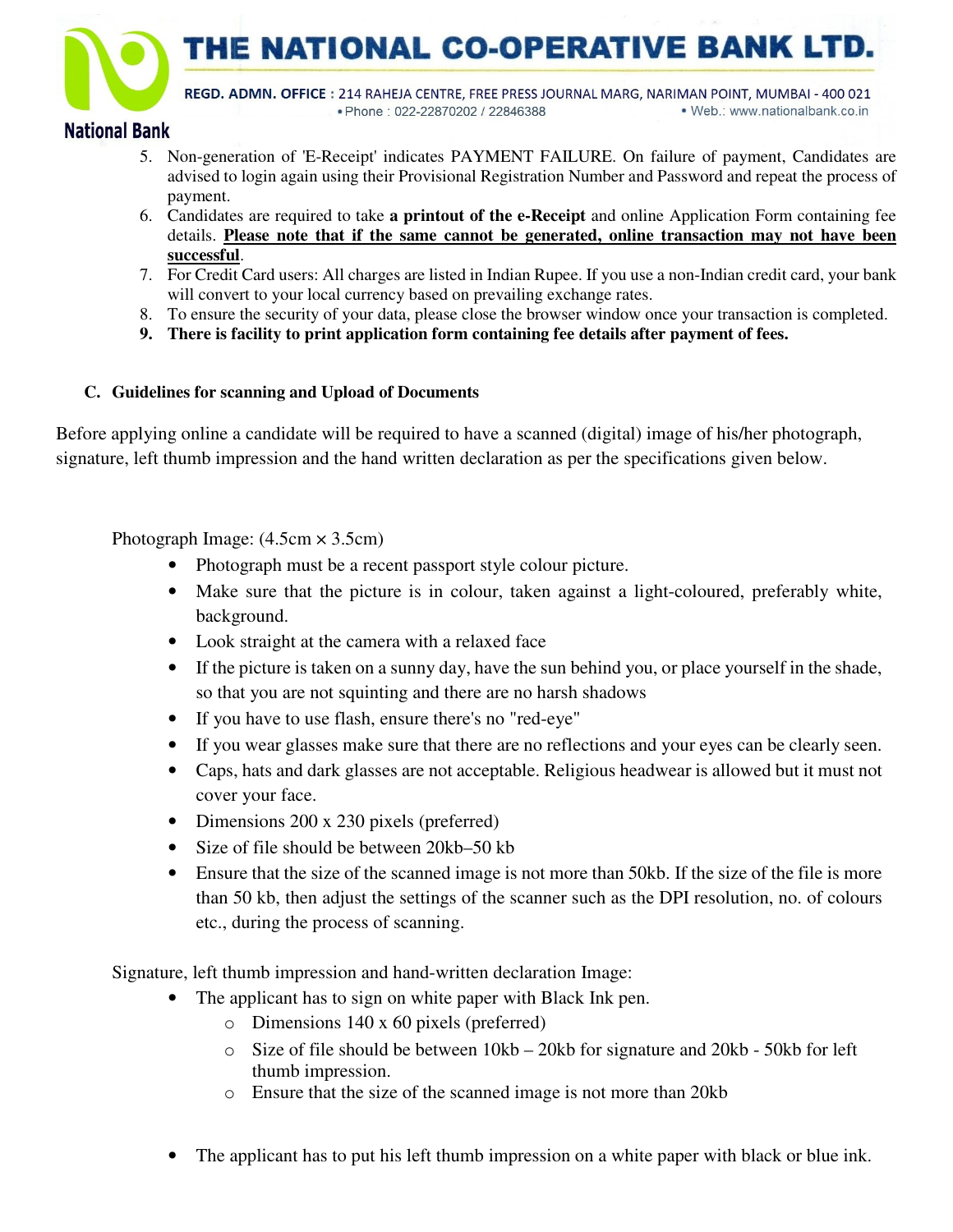5. Non-generation of 'E-Receipt' indicates PAYMENT FAILURE. On failure of payment, Candidates are advised to login again using their Provisional Registration Number and Password and repeat the process of payment.
6. Candidates are required to take **a printout of the e-Receipt** and online Application Form containing fee details. **Please note that if the same cannot be generated, online transaction may not have been successful**.
7. For Credit Card users: All charges are listed in Indian Rupee. If you use a non-Indian credit card, your bank will convert to your local currency based on prevailing exchange rates.
8. To ensure the security of your data, please close the browser window once your transaction is completed.
9. **There is facility to print application form containing fee details after payment of fees.**

### C. Guidelines for scanning and Upload of Documents

Before applying online a candidate will be required to have a scanned (digital) image of his/her photograph, signature, left thumb impression and the hand written declaration as per the specifications given below.

Photograph Image: (4.5cm × 3.5cm)

- Photograph must be a recent passport style colour picture.
- Make sure that the picture is in colour, taken against a light-coloured, preferably white, background.
- Look straight at the camera with a relaxed face
- If the picture is taken on a sunny day, have the sun behind you, or place yourself in the shade, so that you are not squinting and there are no harsh shadows
- If you have to use flash, ensure there's no "red-eye"
- If you wear glasses make sure that there are no reflections and your eyes can be clearly seen.
- Caps, hats and dark glasses are not acceptable. Religious headwear is allowed but it must not cover your face.
- Dimensions 200 x 230 pixels (preferred)
- Size of file should be between 20kb–50 kb
- Ensure that the size of the scanned image is not more than 50kb. If the size of the file is more than 50 kb, then adjust the settings of the scanner such as the DPI resolution, no. of colours etc., during the process of scanning.

Signature, left thumb impression and hand-written declaration Image:

- The applicant has to sign on white paper with Black Ink pen.
  - Dimensions 140 x 60 pixels (preferred)
  - Size of file should be between 10kb – 20kb for signature and 20kb - 50kb for left thumb impression.
  - Ensure that the size of the scanned image is not more than 20kb

- The applicant has to put his left thumb impression on a white paper with black or blue ink.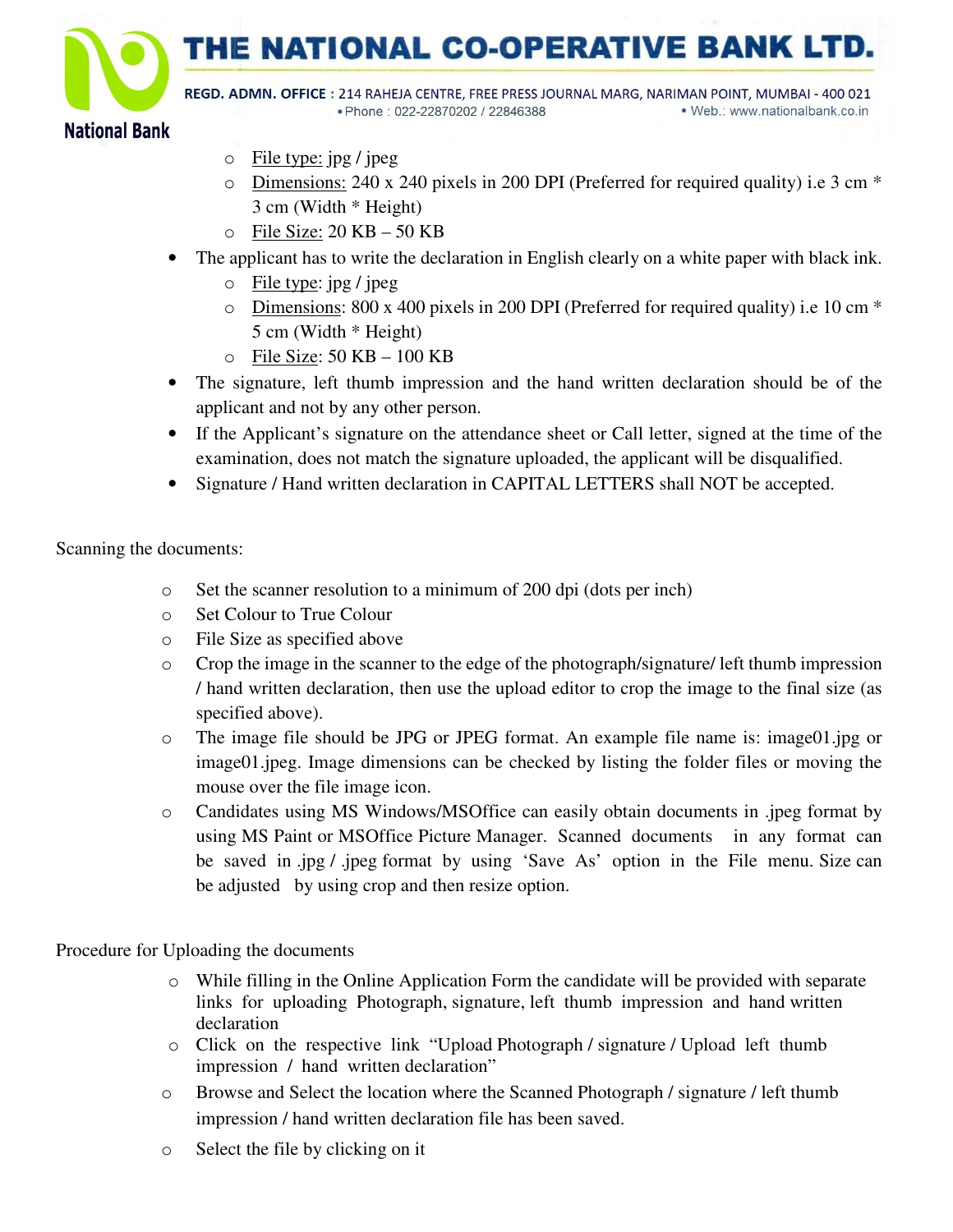- File type: jpg / jpeg
  - Dimensions: 240 x 240 pixels in 200 DPI (Preferred for required quality) i.e 3 cm * 3 cm (Width * Height)
  - File Size: 20 KB – 50 KB
- The applicant has to write the declaration in English clearly on a white paper with black ink.
  - File type: jpg / jpeg
  - Dimensions: 800 x 400 pixels in 200 DPI (Preferred for required quality) i.e 10 cm * 5 cm (Width * Height)
  - File Size: 50 KB – 100 KB
- The signature, left thumb impression and the hand written declaration should be of the applicant and not by any other person.
- If the Applicant's signature on the attendance sheet or Call letter, signed at the time of the examination, does not match the signature uploaded, the applicant will be disqualified.
- Signature / Hand written declaration in CAPITAL LETTERS shall NOT be accepted.

Scanning the documents:

- Set the scanner resolution to a minimum of 200 dpi (dots per inch)
- Set Colour to True Colour
- File Size as specified above
- Crop the image in the scanner to the edge of the photograph/signature/ left thumb impression / hand written declaration, then use the upload editor to crop the image to the final size (as specified above).
- The image file should be JPG or JPEG format. An example file name is: image01.jpg or image01.jpeg. Image dimensions can be checked by listing the folder files or moving the mouse over the file image icon.
- Candidates using MS Windows/MSOffice can easily obtain documents in .jpeg format by using MS Paint or MSOffice Picture Manager. Scanned documents in any format can be saved in .jpg / .jpeg format by using 'Save As' option in the File menu. Size can be adjusted by using crop and then resize option.

Procedure for Uploading the documents

- While filling in the Online Application Form the candidate will be provided with separate links for uploading Photograph, signature, left thumb impression and hand written declaration
- Click on the respective link "Upload Photograph / signature / Upload left thumb impression / hand written declaration"
- Browse and Select the location where the Scanned Photograph / signature / left thumb impression / hand written declaration file has been saved.
- Select the file by clicking on it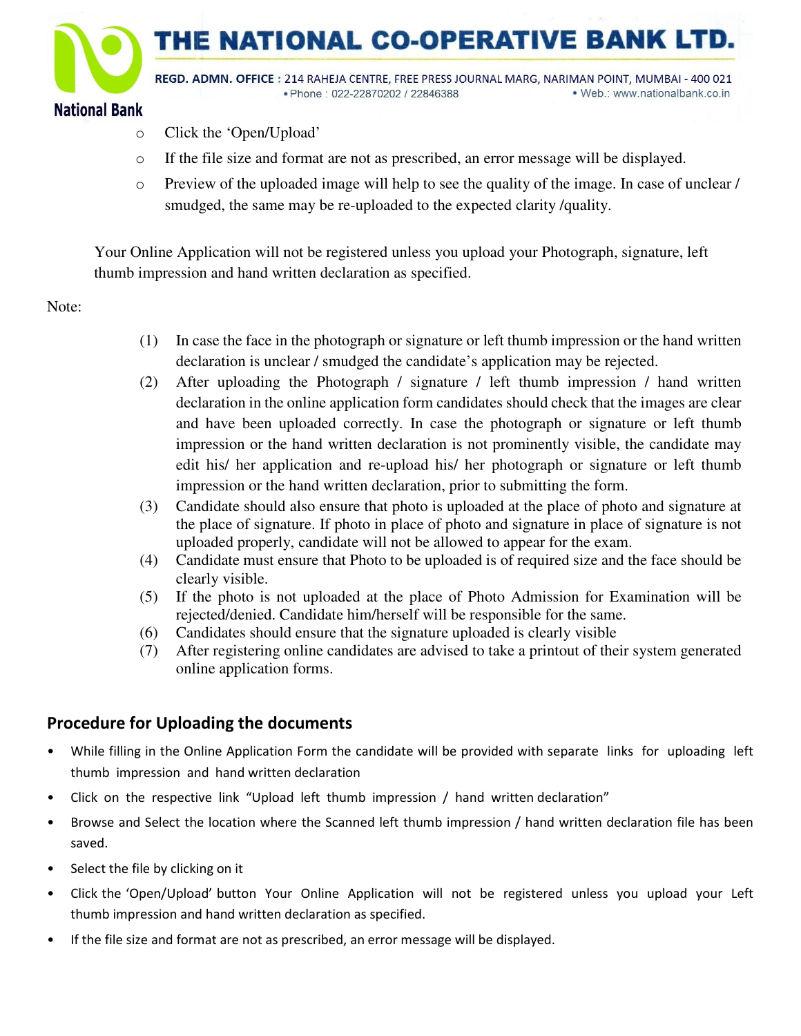- Click the 'Open/Upload'
- If the file size and format are not as prescribed, an error message will be displayed.
- Preview of the uploaded image will help to see the quality of the image. In case of unclear / smudged, the same may be re-uploaded to the expected clarity /quality.

Your Online Application will not be registered unless you upload your Photograph, signature, left thumb impression and hand written declaration as specified.

Note:

(1) In case the face in the photograph or signature or left thumb impression or the hand written declaration is unclear / smudged the candidate's application may be rejected.

(2) After uploading the Photograph / signature / left thumb impression / hand written declaration in the online application form candidates should check that the images are clear and have been uploaded correctly. In case the photograph or signature or left thumb impression or the hand written declaration is not prominently visible, the candidate may edit his/ her application and re-upload his/ her photograph or signature or left thumb impression or the hand written declaration, prior to submitting the form.

(3) Candidate should also ensure that photo is uploaded at the place of photo and signature at the place of signature. If photo in place of photo and signature in place of signature is not uploaded properly, candidate will not be allowed to appear for the exam.

(4) Candidate must ensure that Photo to be uploaded is of required size and the face should be clearly visible.

(5) If the photo is not uploaded at the place of Photo Admission for Examination will be rejected/denied. Candidate him/herself will be responsible for the same.

(6) Candidates should ensure that the signature uploaded is clearly visible

(7) After registering online candidates are advised to take a printout of their system generated online application forms.

## Procedure for Uploading the documents

- While filling in the Online Application Form the candidate will be provided with separate links for uploading left thumb impression and hand written declaration
- Click on the respective link "Upload left thumb impression / hand written declaration"
- Browse and Select the location where the Scanned left thumb impression / hand written declaration file has been saved.
- Select the file by clicking on it
- Click the 'Open/Upload' button Your Online Application will not be registered unless you upload your Left thumb impression and hand written declaration as specified.
- If the file size and format are not as prescribed, an error message will be displayed.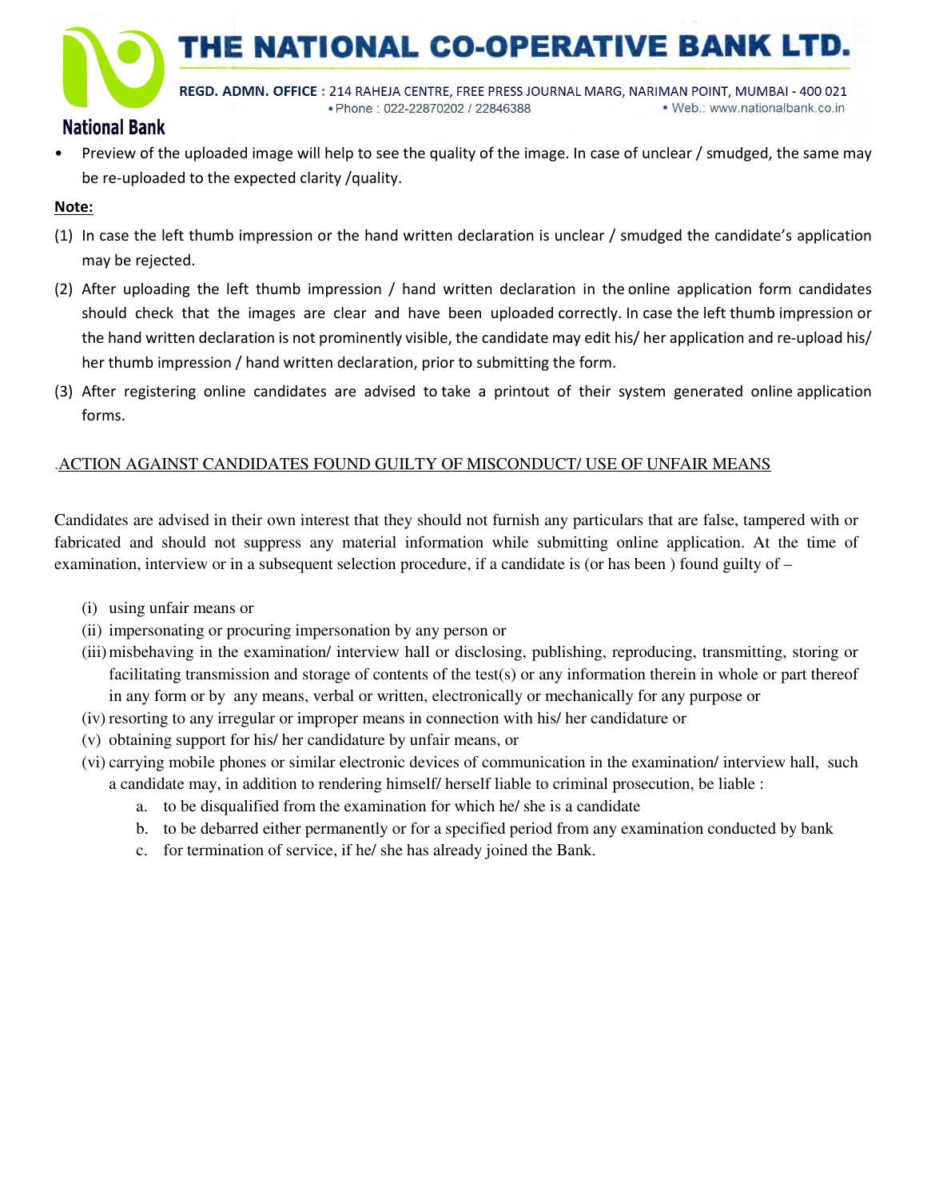- Preview of the uploaded image will help to see the quality of the image. In case of unclear / smudged, the same may be re-uploaded to the expected clarity /quality.

**Note:**

(1) In case the left thumb impression or the hand written declaration is unclear / smudged the candidate's application may be rejected.

(2) After uploading the left thumb impression / hand written declaration in the online application form candidates should check that the images are clear and have been uploaded correctly. In case the left thumb impression or the hand written declaration is not prominently visible, the candidate may edit his/ her application and re-upload his/ her thumb impression / hand written declaration, prior to submitting the form.

(3) After registering online candidates are advised to take a printout of their system generated online application forms.

## .ACTION AGAINST CANDIDATES FOUND GUILTY OF MISCONDUCT/ USE OF UNFAIR MEANS

Candidates are advised in their own interest that they should not furnish any particulars that are false, tampered with or fabricated and should not suppress any material information while submitting online application. At the time of examination, interview or in a subsequent selection procedure, if a candidate is (or has been ) found guilty of –

(i) using unfair means or
(ii) impersonating or procuring impersonation by any person or
(iii) misbehaving in the examination/ interview hall or disclosing, publishing, reproducing, transmitting, storing or facilitating transmission and storage of contents of the test(s) or any information therein in whole or part thereof in any form or by any means, verbal or written, electronically or mechanically for any purpose or
(iv) resorting to any irregular or improper means in connection with his/ her candidature or
(v) obtaining support for his/ her candidature by unfair means, or
(vi) carrying mobile phones or similar electronic devices of communication in the examination/ interview hall, such a candidate may, in addition to rendering himself/ herself liable to criminal prosecution, be liable :
    a. to be disqualified from the examination for which he/ she is a candidate
    b. to be debarred either permanently or for a specified period from any examination conducted by bank
    c. for termination of service, if he/ she has already joined the Bank.